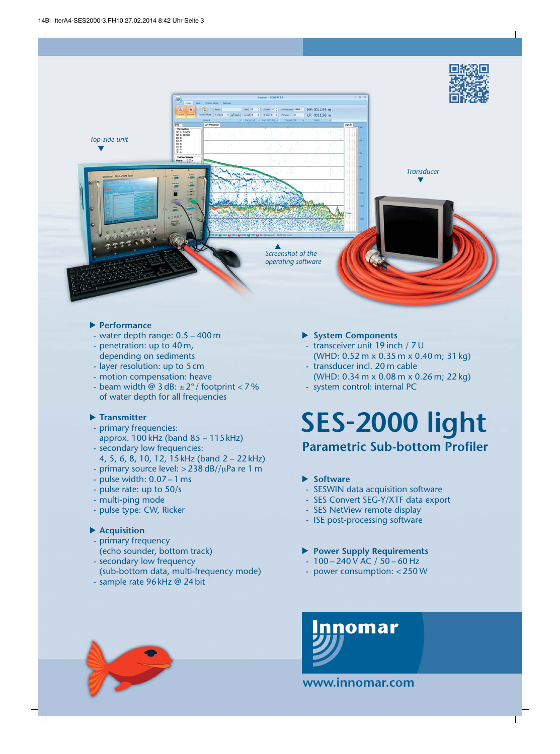*Top-side unit*

*Transducer*

*Screenshot of the operating software*

# SES-2000 light

## Parametric Sub-bottom Profiler

### Performance

- water depth range: 0.5 – 400 m
- penetration: up to 40 m, depending on sediments
- layer resolution: up to 5 cm
- motion compensation: heave
- beam width @ 3 dB: ± 2° / footprint < 7 % of water depth for all frequencies

### Transmitter

- primary frequencies: approx. 100 kHz (band 85 – 115 kHz)
- secondary low frequencies: 4, 5, 6, 8, 10, 12, 15 kHz (band 2 – 22 kHz)
- primary source level: > 238 dB//µPa re 1 m
- pulse width: 0.07 – 1 ms
- pulse rate: up to 50/s
- multi-ping mode
- pulse type: CW, Ricker

### Acquisition

- primary frequency (echo sounder, bottom track)
- secondary low frequency (sub-bottom data, multi-frequency mode)
- sample rate 96 kHz @ 24 bit

### System Components

- transceiver unit 19 inch / 7 U (WHD: 0.52 m x 0.35 m x 0.40 m; 31 kg)
- transducer incl. 20 m cable (WHD: 0.34 m x 0.08 m x 0.26 m; 22 kg)
- system control: internal PC

### Software

- SESWIN data acquisition software
- SES Convert SEG-Y/XTF data export
- SES NetView remote display
- ISE post-processing software

### Power Supply Requirements

- 100 – 240 V AC / 50 – 60 Hz
- power consumption: < 250 W

Innomar

www.innomar.com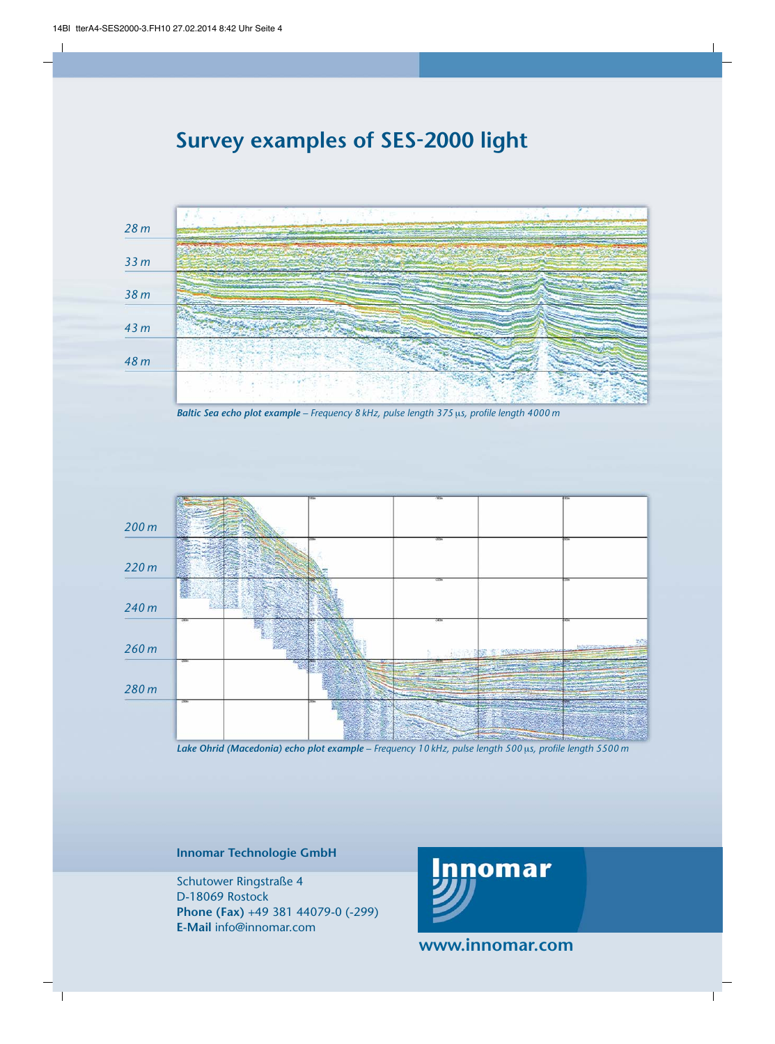# Survey examples of SES-2000 light

28 m
33 m
38 m
43 m
48 m

*Baltic Sea echo plot example – Frequency 8 kHz, pulse length 375 µs, profile length 4000 m*

200 m
220 m
240 m
260 m
280 m

*Lake Ohrid (Macedonia) echo plot example – Frequency 10 kHz, pulse length 500 µs, profile length 5500 m*

**Innomar Technologie GmbH**

Schutower Ringstraße 4
D-18069 Rostock
**Phone (Fax)** +49 381 44079-0 (-299)
**E-Mail** info@innomar.com

Innomar

**www.innomar.com**